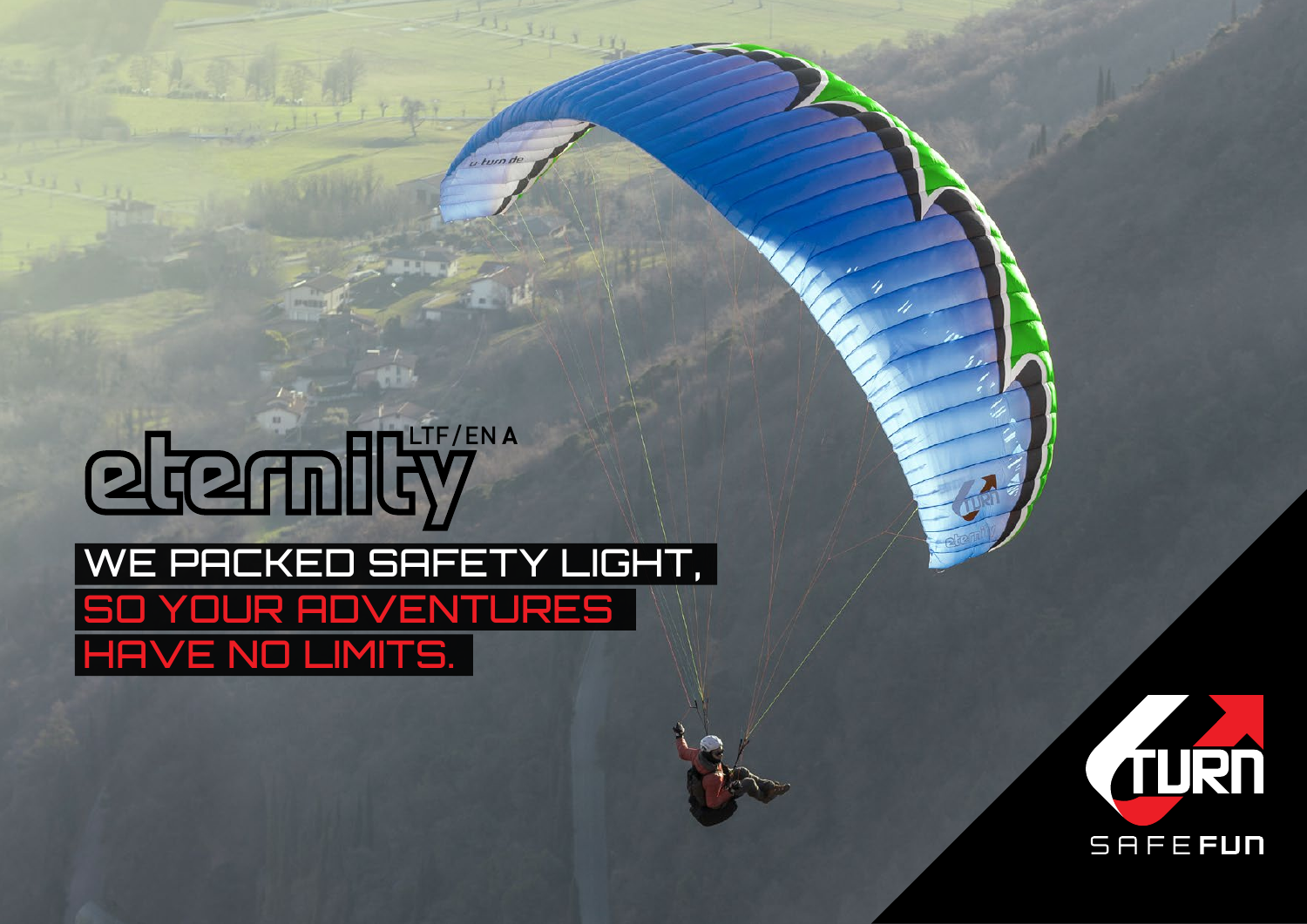# eternity LTF/EN A

WE PACKED SAFETY LIGHT,
SO YOUR ADVENTURES
HAVE NO LIMITS.

TURN
SAFE FUN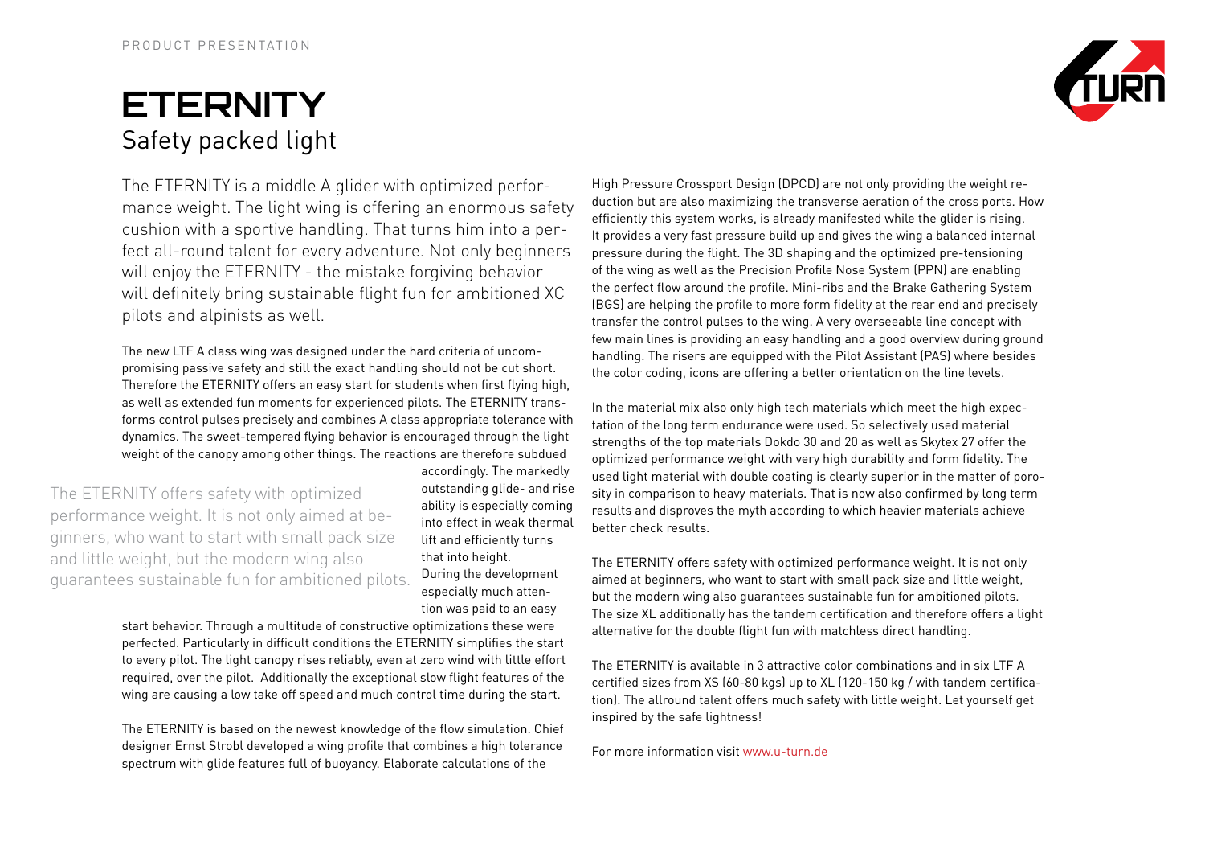PRODUCT PRESENTATION

# ETERNITY

## Safety packed light

The ETERNITY is a middle A glider with optimized performance weight. The light wing is offering an enormous safety cushion with a sportive handling. That turns him into a perfect all-round talent for every adventure. Not only beginners will enjoy the ETERNITY - the mistake forgiving behavior will definitely bring sustainable flight fun for ambitioned XC pilots and alpinists as well.

The new LTF A class wing was designed under the hard criteria of uncompromising passive safety and still the exact handling should not be cut short. Therefore the ETERNITY offers an easy start for students when first flying high, as well as extended fun moments for experienced pilots. The ETERNITY transforms control pulses precisely and combines A class appropriate tolerance with dynamics. The sweet-tempered flying behavior is encouraged through the light weight of the canopy among other things. The reactions are therefore subdued accordingly. The markedly outstanding glide- and rise ability is especially coming into effect in weak thermal lift and efficiently turns that into height. During the development especially much attention was paid to an easy start behavior. Through a multitude of constructive optimizations these were perfected. Particularly in difficult conditions the ETERNITY simplifies the start to every pilot. The light canopy rises reliably, even at zero wind with little effort required, over the pilot. Additionally the exceptional slow flight features of the wing are causing a low take off speed and much control time during the start.

> The ETERNITY offers safety with optimized performance weight. It is not only aimed at beginners, who want to start with small pack size and little weight, but the modern wing also guarantees sustainable fun for ambitioned pilots.

The ETERNITY is based on the newest knowledge of the flow simulation. Chief designer Ernst Strobl developed a wing profile that combines a high tolerance spectrum with glide features full of buoyancy. Elaborate calculations of the High Pressure Crossport Design (DPCD) are not only providing the weight reduction but are also maximizing the transverse aeration of the cross ports. How efficiently this system works, is already manifested while the glider is rising. It provides a very fast pressure build up and gives the wing a balanced internal pressure during the flight. The 3D shaping and the optimized pre-tensioning of the wing as well as the Precision Profile Nose System (PPN) are enabling the perfect flow around the profile. Mini-ribs and the Brake Gathering System (BGS) are helping the profile to more form fidelity at the rear end and precisely transfer the control pulses to the wing. A very overseeable line concept with few main lines is providing an easy handling and a good overview during ground handling. The risers are equipped with the Pilot Assistant (PAS) where besides the color coding, icons are offering a better orientation on the line levels.

In the material mix also only high tech materials which meet the high expectation of the long term endurance were used. So selectively used material strengths of the top materials Dokdo 30 and 20 as well as Skytex 27 offer the optimized performance weight with very high durability and form fidelity. The used light material with double coating is clearly superior in the matter of porosity in comparison to heavy materials. That is now also confirmed by long term results and disproves the myth according to which heavier materials achieve better check results.

The ETERNITY offers safety with optimized performance weight. It is not only aimed at beginners, who want to start with small pack size and little weight, but the modern wing also guarantees sustainable fun for ambitioned pilots. The size XL additionally has the tandem certification and therefore offers a light alternative for the double flight fun with matchless direct handling.

The ETERNITY is available in 3 attractive color combinations and in six LTF A certified sizes from XS (60-80 kgs) up to XL (120-150 kg / with tandem certification). The allround talent offers much safety with little weight. Let yourself get inspired by the safe lightness!

For more information visit www.u-turn.de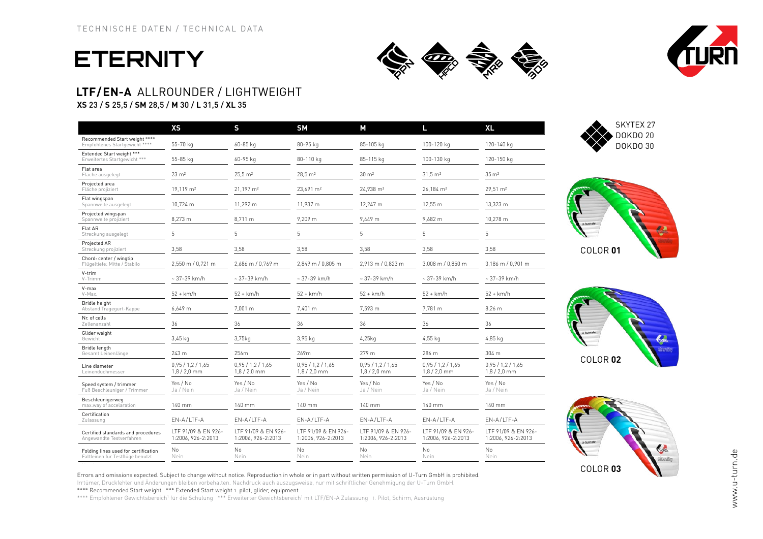TECHNISCHE DATEN / TECHNICAL DATA

# ETERNITY

## **LTF/EN-A** ALLROUNDER / LIGHTWEIGHT

**XS** 23 / **S** 25,5 / **SM** 28,5 / **M** 30 / **L** 31,5 / **XL** 35

| | XS | S | SM | M | L | XL |
|---|---|---|---|---|---|---|
| Recommended Start weight **** Empfohlenes Startgewicht **** | 55-70 kg | 60-85 kg | 80-95 kg | 85-105 kg | 100-120 kg | 120-140 kg |
| Extended Start weight *** Erweitertes Startgewicht *** | 55-85 kg | 60-95 kg | 80-110 kg | 85-115 kg | 100-130 kg | 120-150 kg |
| Flat area Fläche ausgelegt | 23 m² | 25,5 m² | 28,5 m² | 30 m² | 31,5 m² | 35 m² |
| Projected area Fläche projiziert | 19,119 m² | 21,197 m² | 23,691 m² | 24,938 m² | 26,184 m² | 29,51 m² |
| Flat wingspan Spannweite ausgelegt | 10,724 m | 11,292 m | 11,937 m | 12,247 m | 12,55 m | 13,323 m |
| Projected wingspan Spannweite projiziert | 8,273 m | 8,711 m | 9,209 m | 9,449 m | 9,682 m | 10,278 m |
| Flat AR Streckung ausgelegt | 5 | 5 | 5 | 5 | 5 | 5 |
| Projected AR Streckung projiziert | 3,58 | 3,58 | 3,58 | 3,58 | 3,58 | 3,58 |
| Chord: center / wingtip Flügeltiefe: Mitte / Stabilo | 2,550 m / 0,721 m | 2,686 m / 0,769 m | 2,849 m / 0,805 m | 2,913 m / 0,823 m | 3,008 m / 0,850 m | 3,186 m / 0,901 m |
| V-trim V-Trimm | ~ 37-39 km/h | ~ 37-39 km/h | ~ 37-39 km/h | ~ 37-39 km/h | ~ 37-39 km/h | ~ 37-39 km/h |
| V-max V-Max. | 52 + km/h | 52 + km/h | 52 + km/h | 52 + km/h | 52 + km/h | 52 + km/h |
| Bridle height Abstand Tragegurt-Kappe | 6,649 m | 7,001 m | 7,401 m | 7,593 m | 7,781 m | 8,26 m |
| Nr. of cells Zellenanzahl | 36 | 36 | 36 | 36 | 36 | 36 |
| Glider weight Gewicht | 3,45 kg | 3,75kg | 3,95 kg | 4,25kg | 4,55 kg | 4,85 kg |
| Bridle length Gesamt Leinenlänge | 243 m | 256m | 269m | 279 m | 286 m | 304 m |
| Line diameter Leinenduchmesser | 0,95 / 1,2 / 1,65 1,8 / 2,0 mm | 0,95 / 1,2 / 1,65 1,8 / 2,0 mm | 0,95 / 1,2 / 1,65 1,8 / 2,0 mm | 0,95 / 1,2 / 1,65 1,8 / 2,0 mm | 0,95 / 1,2 / 1,65 1,8 / 2,0 mm | 0,95 / 1,2 / 1,65 1,8 / 2,0 mm |
| Speed system / trimmer Fuß Beschleuniger / Trimmer | Yes / No Ja / Nein | Yes / No Ja / Nein | Yes / No Ja / Nein | Yes / No Ja / Nein | Yes / No Ja / Nein | Yes / No Ja / Nein |
| Beschleunigerweg max.way of accelaration | 140 mm | 140 mm | 140 mm | 140 mm | 140 mm | 140 mm |
| Certification Zulassung | EN-A/LTF-A | EN-A/LTF-A | EN-A/LTF-A | EN-A/LTF-A | EN-A/LTF-A | EN-A/LTF-A |
| Certified standards and procedures Angewandte Testverfahren | LTF 91/09 & EN 926-1:2006, 926-2:2013 | LTF 91/09 & EN 926-1:2006, 926-2:2013 | LTF 91/09 & EN 926-1:2006, 926-2:2013 | LTF 91/09 & EN 926-1:2006, 926-2:2013 | LTF 91/09 & EN 926-1:2006, 926-2:2013 | LTF 91/09 & EN 926-1:2006, 926-2:2013 |
| Folding lines used for certification Faltleinen für Testflüge benutzt | No Nein | No Nein | No Nein | No Nein | No Nein | No Nein |

SKYTEX 27
DOKDO 20
DOKDO 30

COLOR **01**

COLOR **02**

COLOR **03**

Errors and omissions expected. Subject to change without notice. Reproduction in whole or in part without written permission of U-Turn GmbH is prohibited.
Irrtümer, Druckfehler und Änderungen bleiben vorbehalten. Nachdruck auch auszugsweise, nur mit schriftlicher Genehmigung der U-Turn GmbH.

**** Recommended Start weight *** Extended Start weight 1. pilot, glider, equipment

**** Empfohlener Gewichtsbereich[1] für die Schulung *** Erweiterter Gewichtsbereich[1] mit LTF/EN-A Zulassung 1. Pilot, Schirm, Ausrüstung

www.u-turn.de